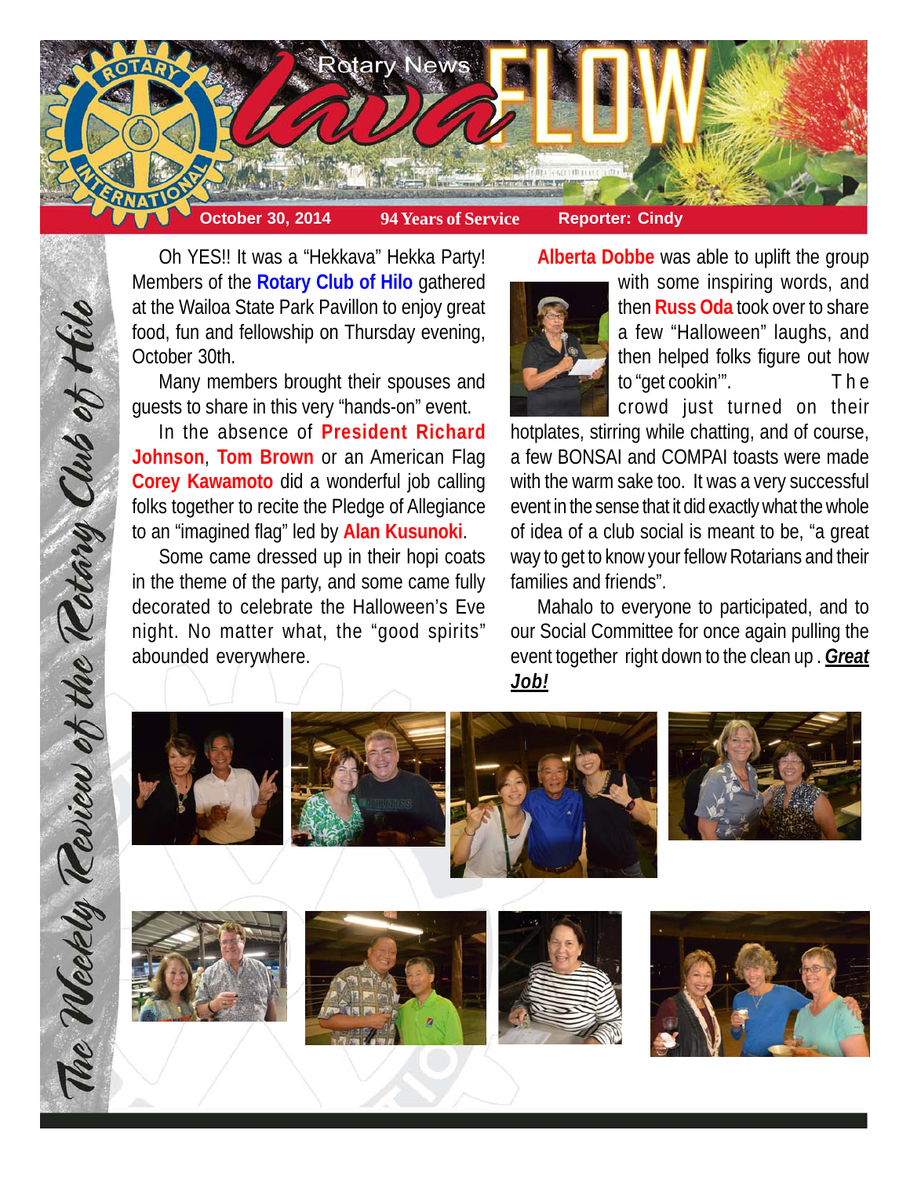# Rotary News lava FLOW

**October 30, 2014** | **94 Years of Service** | **Reporter: Cindy**

*The Weekly Review of the Rotary Club of Hilo*

Oh YES!! It was a "Hekkava" Hekka Party! Members of the **Rotary Club of Hilo** gathered at the Wailoa State Park Pavillon to enjoy great food, fun and fellowship on Thursday evening, October 30th.

Many members brought their spouses and guests to share in this very "hands-on" event.

In the absence of **President Richard Johnson**, **Tom Brown** or an American Flag **Corey Kawamoto** did a wonderful job calling folks together to recite the Pledge of Allegiance to an "imagined flag" led by **Alan Kusunoki**.

Some came dressed up in their hopi coats in the theme of the party, and some came fully decorated to celebrate the Halloween's Eve night. No matter what, the "good spirits" abounded everywhere.

**Alberta Dobbe** was able to uplift the group with some inspiring words, and then **Russ Oda** took over to share a few "Halloween" laughs, and then helped folks figure out how to "get cookin'". The crowd just turned on their hotplates, stirring while chatting, and of course, a few BONSAI and COMPAI toasts were made with the warm sake too. It was a very successful event in the sense that it did exactly what the whole of idea of a club social is meant to be, "a great way to get to know your fellow Rotarians and their families and friends".

Mahalo to everyone to participated, and to our Social Committee for once again pulling the event together right down to the clean up . ***Great Job!***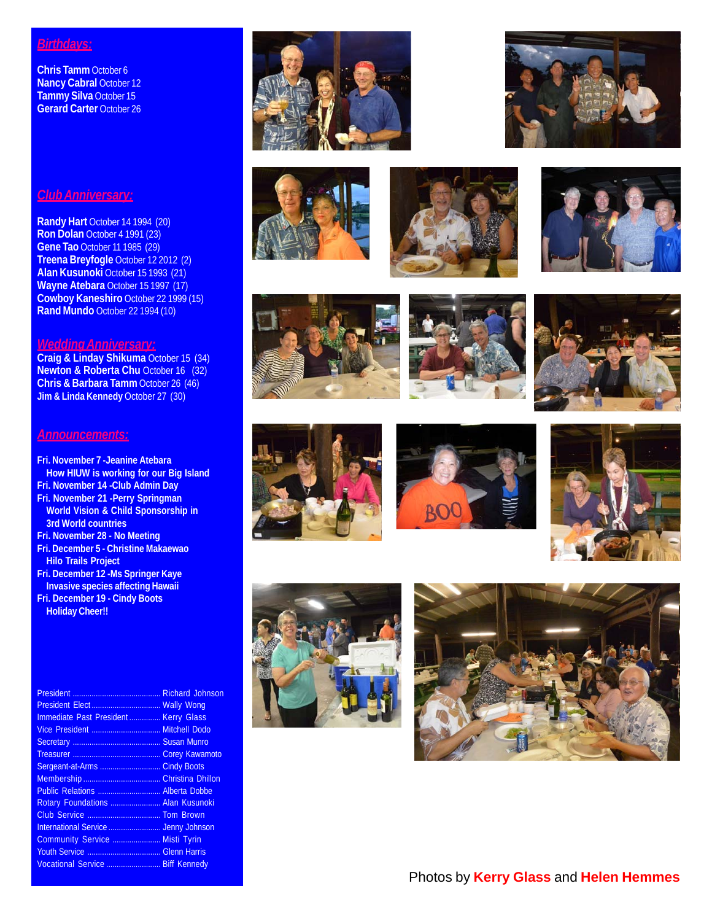## Birthdays:

**Chris Tamm** October 6
**Nancy Cabral** October 12
**Tammy Silva** October 15
**Gerard Carter** October 26

## Club Anniversary:

**Randy Hart** October 14 1994 (20)
**Ron Dolan** October 4 1991 (23)
**Gene Tao** October 11 1985 (29)
**Treena Breyfogle** October 12 2012 (2)
**Alan Kusunoki** October 15 1993 (21)
**Wayne Atebara** October 15 1997 (17)
**Cowboy Kaneshiro** October 22 1999 (15)
**Rand Mundo** October 22 1994 (10)

## Wedding Anniversary:

**Craig & Linday Shikuma** October 15 (34)
**Newton & Roberta Chu** October 16 (32)
**Chris & Barbara Tamm** October 26 (46)
**Jim & Linda Kennedy** October 27 (30)

## Announcements:

**Fri. November 7 -Jeanine Atebara**
**How HIUW is working for our Big Island**
**Fri. November 14 -Club Admin Day**
**Fri. November 21 -Perry Springman**
**World Vision & Child Sponsorship in 3rd World countries**
**Fri. November 28 - No Meeting**
**Fri. December 5 - Christine Makaewao**
**Hilo Trails Project**
**Fri. December 12 -Ms Springer Kaye**
**Invasive species affecting Hawaii**
**Fri. December 19 - Cindy Boots**
**Holiday Cheer!!**

President .......... Richard Johnson
President Elect .......... Wally Wong
Immediate Past President .......... Kerry Glass
Vice President .......... Mitchell Dodo
Secretary .......... Susan Munro
Treasurer .......... Corey Kawamoto
Sergeant-at-Arms .......... Cindy Boots
Membership .......... Christina Dhillon
Public Relations .......... Alberta Dobbe
Rotary Foundations .......... Alan Kusunoki
Club Service .......... Tom Brown
International Service .......... Jenny Johnson
Community Service .......... Misti Tyrin
Youth Service .......... Glenn Harris
Vocational Service .......... Biff Kennedy

Photos by **Kerry Glass** and **Helen Hemmes**